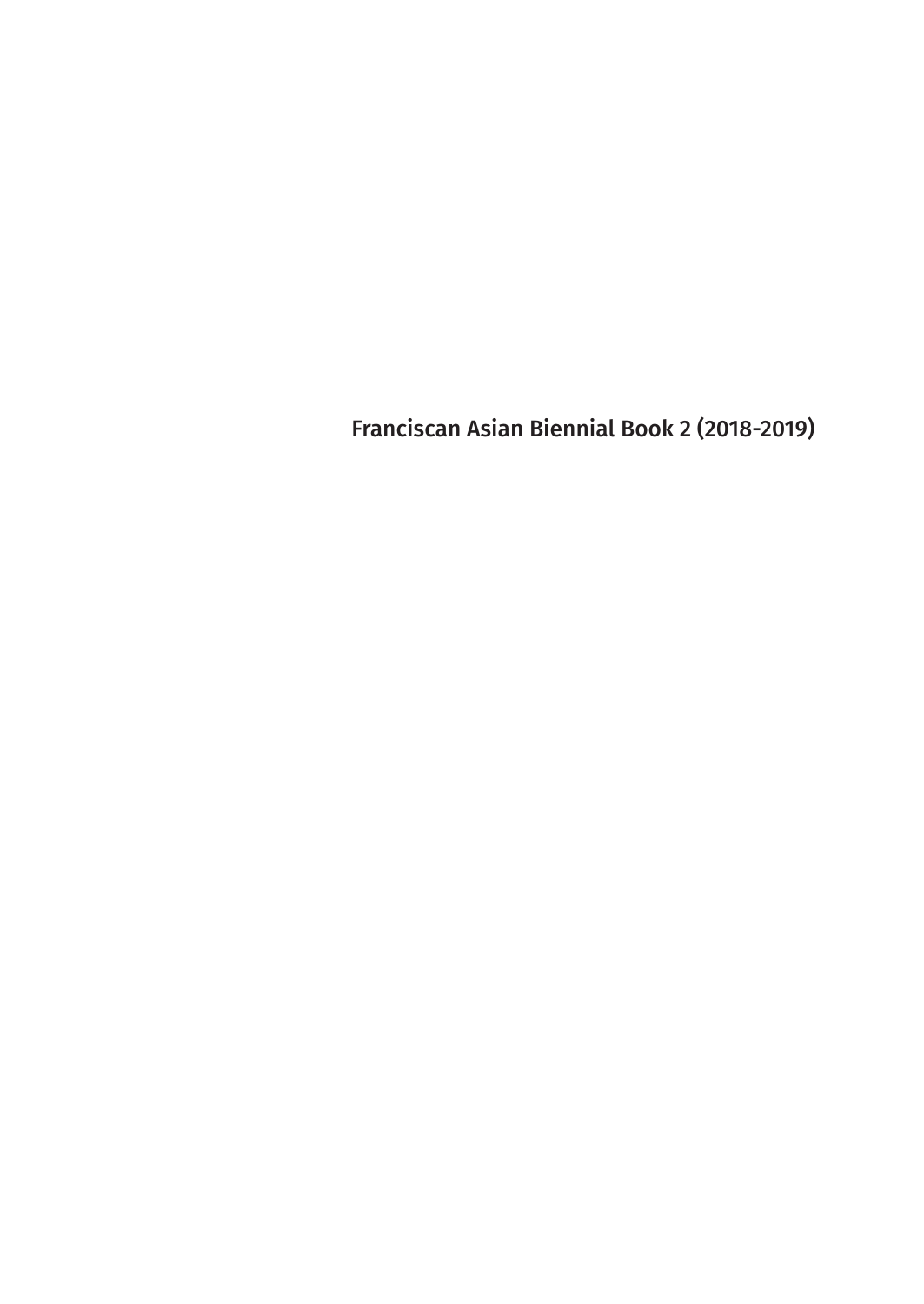Franciscan Asian Biennial Book 2 (2018-2019)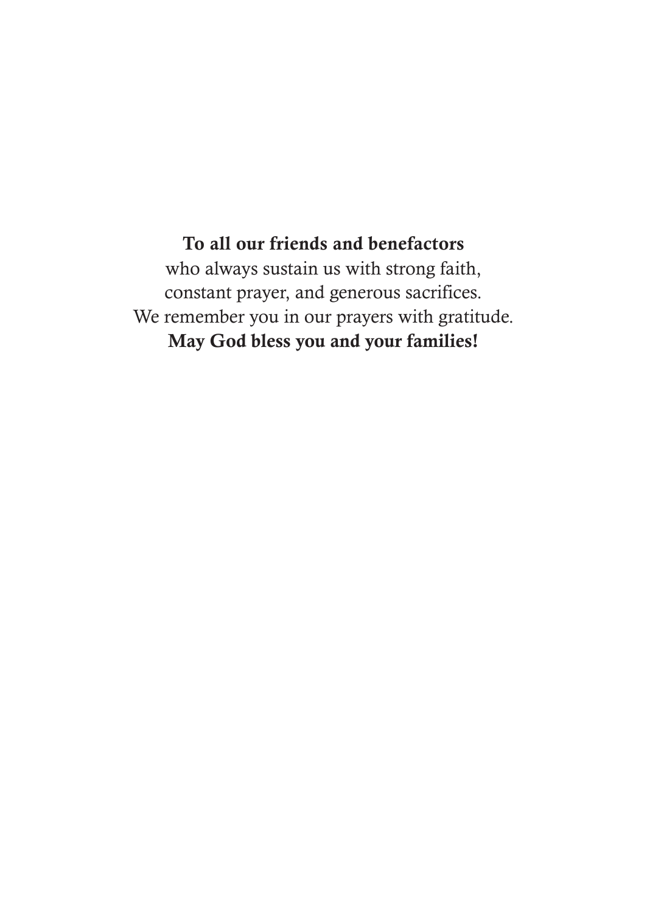**To all our friends and benefactors**
who always sustain us with strong faith,
constant prayer, and generous sacrifices.
We remember you in our prayers with gratitude.
**May God bless you and your families!**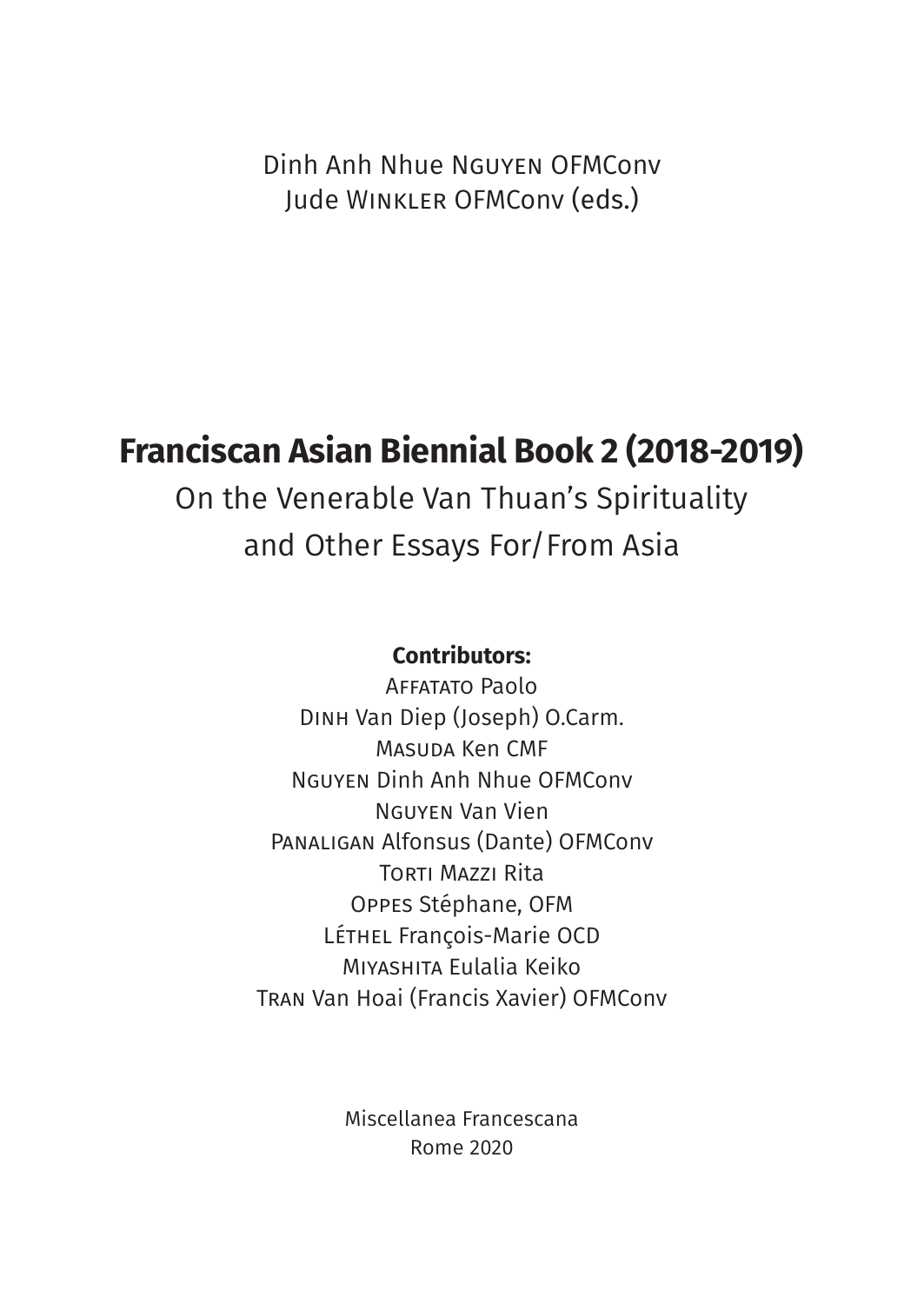Dinh Anh Nhue Nguyen OFMConv
Jude Winkler OFMConv (eds.)

# Franciscan Asian Biennial Book 2 (2018-2019)

On the Venerable Van Thuan's Spirituality
and Other Essays For/From Asia

**Contributors:**

Affatato Paolo
Dinh Van Diep (Joseph) O.Carm.
Masuda Ken CMF
Nguyen Dinh Anh Nhue OFMConv
Nguyen Van Vien
Panaligan Alfonsus (Dante) OFMConv
Torti Mazzi Rita
Oppes Stéphane, OFM
Léthel François-Marie OCD
Miyashita Eulalia Keiko
Tran Van Hoai (Francis Xavier) OFMConv

Miscellanea Francescana
Rome 2020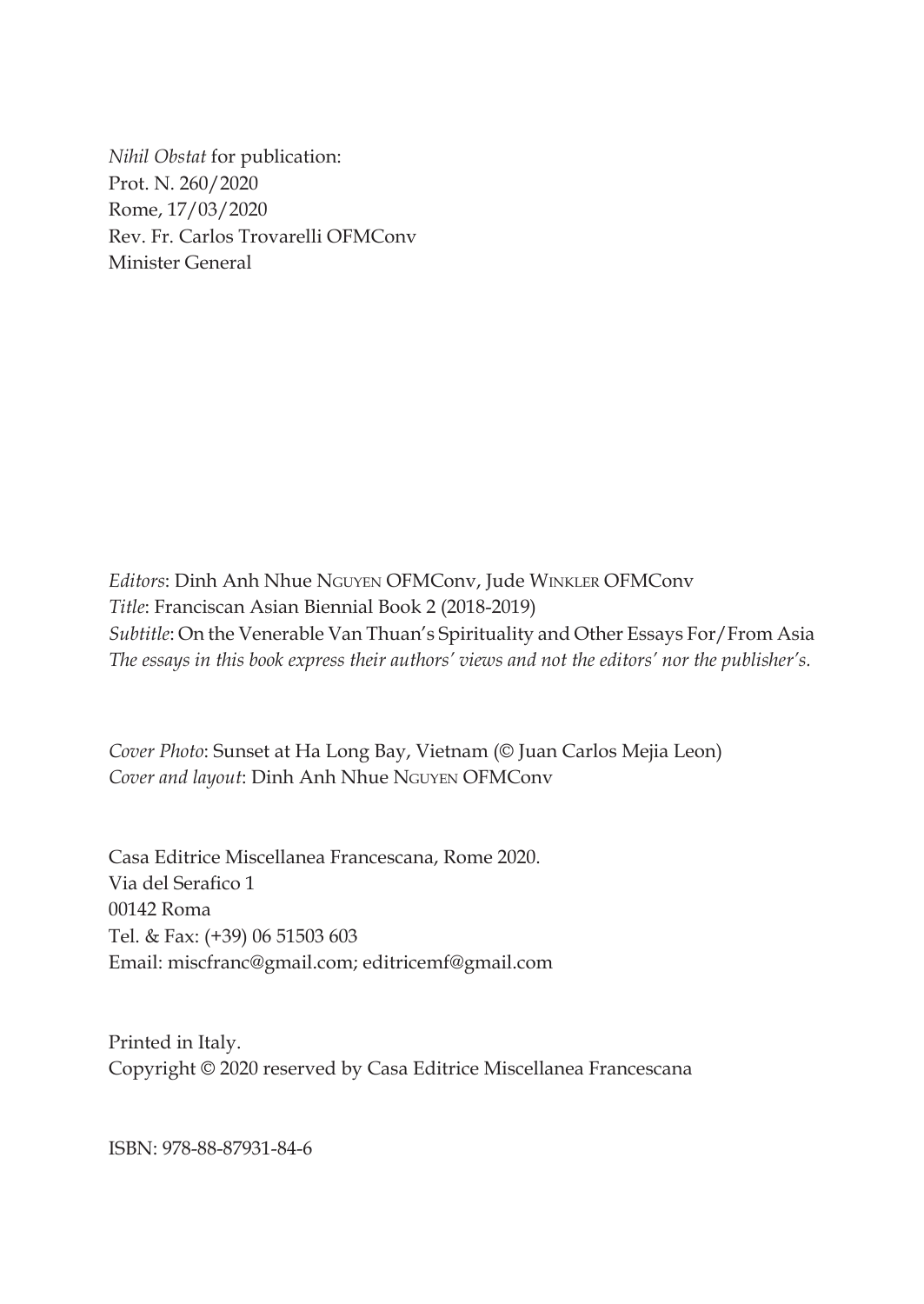*Nihil Obstat* for publication:
Prot. N. 260/2020
Rome, 17/03/2020
Rev. Fr. Carlos Trovarelli OFMConv
Minister General

*Editors*: Dinh Anh Nhue NGUYEN OFMConv, Jude WINKLER OFMConv
*Title*: Franciscan Asian Biennial Book 2 (2018-2019)
*Subtitle*: On the Venerable Van Thuan's Spirituality and Other Essays For/From Asia
*The essays in this book express their authors' views and not the editors' nor the publisher's.*

*Cover Photo*: Sunset at Ha Long Bay, Vietnam (© Juan Carlos Mejia Leon)
*Cover and layout*: Dinh Anh Nhue NGUYEN OFMConv

Casa Editrice Miscellanea Francescana, Rome 2020.
Via del Serafico 1
00142 Roma
Tel. & Fax: (+39) 06 51503 603
Email: miscfranc@gmail.com; editricemf@gmail.com

Printed in Italy.
Copyright © 2020 reserved by Casa Editrice Miscellanea Francescana

ISBN: 978-88-87931-84-6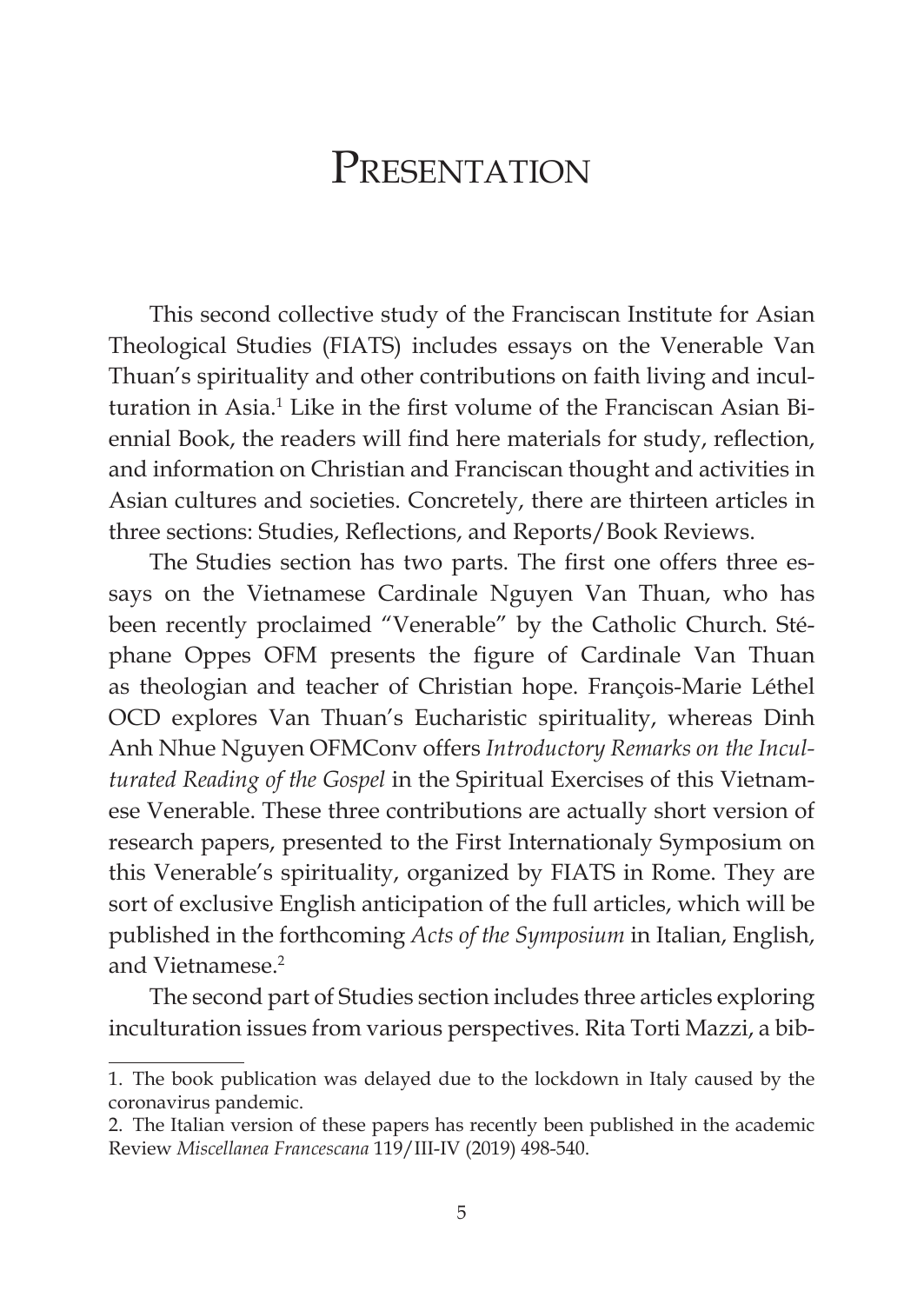# Presentation

This second collective study of the Franciscan Institute for Asian Theological Studies (FIATS) includes essays on the Venerable Van Thuan's spirituality and other contributions on faith living and inculturation in Asia.[1] Like in the first volume of the Franciscan Asian Biennial Book, the readers will find here materials for study, reflection, and information on Christian and Franciscan thought and activities in Asian cultures and societies. Concretely, there are thirteen articles in three sections: Studies, Reflections, and Reports/Book Reviews.

The Studies section has two parts. The first one offers three essays on the Vietnamese Cardinale Nguyen Van Thuan, who has been recently proclaimed "Venerable" by the Catholic Church. Stéphane Oppes OFM presents the figure of Cardinale Van Thuan as theologian and teacher of Christian hope. François-Marie Léthel OCD explores Van Thuan's Eucharistic spirituality, whereas Dinh Anh Nhue Nguyen OFMConv offers *Introductory Remarks on the Inculturated Reading of the Gospel* in the Spiritual Exercises of this Vietnamese Venerable. These three contributions are actually short version of research papers, presented to the First Internationaly Symposium on this Venerable's spirituality, organized by FIATS in Rome. They are sort of exclusive English anticipation of the full articles, which will be published in the forthcoming *Acts of the Symposium* in Italian, English, and Vietnamese.[2]

The second part of Studies section includes three articles exploring inculturation issues from various perspectives. Rita Torti Mazzi, a bib-

---

1. The book publication was delayed due to the lockdown in Italy caused by the coronavirus pandemic.

2. The Italian version of these papers has recently been published in the academic Review *Miscellanea Francescana* 119/III-IV (2019) 498-540.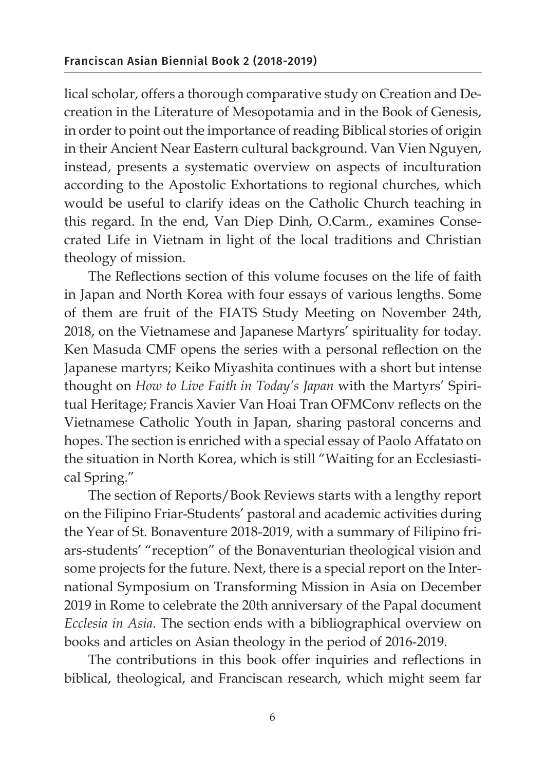lical scholar, offers a thorough comparative study on Creation and Decreation in the Literature of Mesopotamia and in the Book of Genesis, in order to point out the importance of reading Biblical stories of origin in their Ancient Near Eastern cultural background. Van Vien Nguyen, instead, presents a systematic overview on aspects of inculturation according to the Apostolic Exhortations to regional churches, which would be useful to clarify ideas on the Catholic Church teaching in this regard. In the end, Van Diep Dinh, O.Carm., examines Consecrated Life in Vietnam in light of the local traditions and Christian theology of mission.

The Reflections section of this volume focuses on the life of faith in Japan and North Korea with four essays of various lengths. Some of them are fruit of the FIATS Study Meeting on November 24th, 2018, on the Vietnamese and Japanese Martyrs' spirituality for today. Ken Masuda CMF opens the series with a personal reflection on the Japanese martyrs; Keiko Miyashita continues with a short but intense thought on *How to Live Faith in Today's Japan* with the Martyrs' Spiritual Heritage; Francis Xavier Van Hoai Tran OFMConv reflects on the Vietnamese Catholic Youth in Japan, sharing pastoral concerns and hopes. The section is enriched with a special essay of Paolo Affatato on the situation in North Korea, which is still "Waiting for an Ecclesiastical Spring."

The section of Reports/Book Reviews starts with a lengthy report on the Filipino Friar-Students' pastoral and academic activities during the Year of St. Bonaventure 2018-2019, with a summary of Filipino friars-students' "reception" of the Bonaventurian theological vision and some projects for the future. Next, there is a special report on the International Symposium on Transforming Mission in Asia on December 2019 in Rome to celebrate the 20th anniversary of the Papal document *Ecclesia in Asia*. The section ends with a bibliographical overview on books and articles on Asian theology in the period of 2016-2019.

The contributions in this book offer inquiries and reflections in biblical, theological, and Franciscan research, which might seem far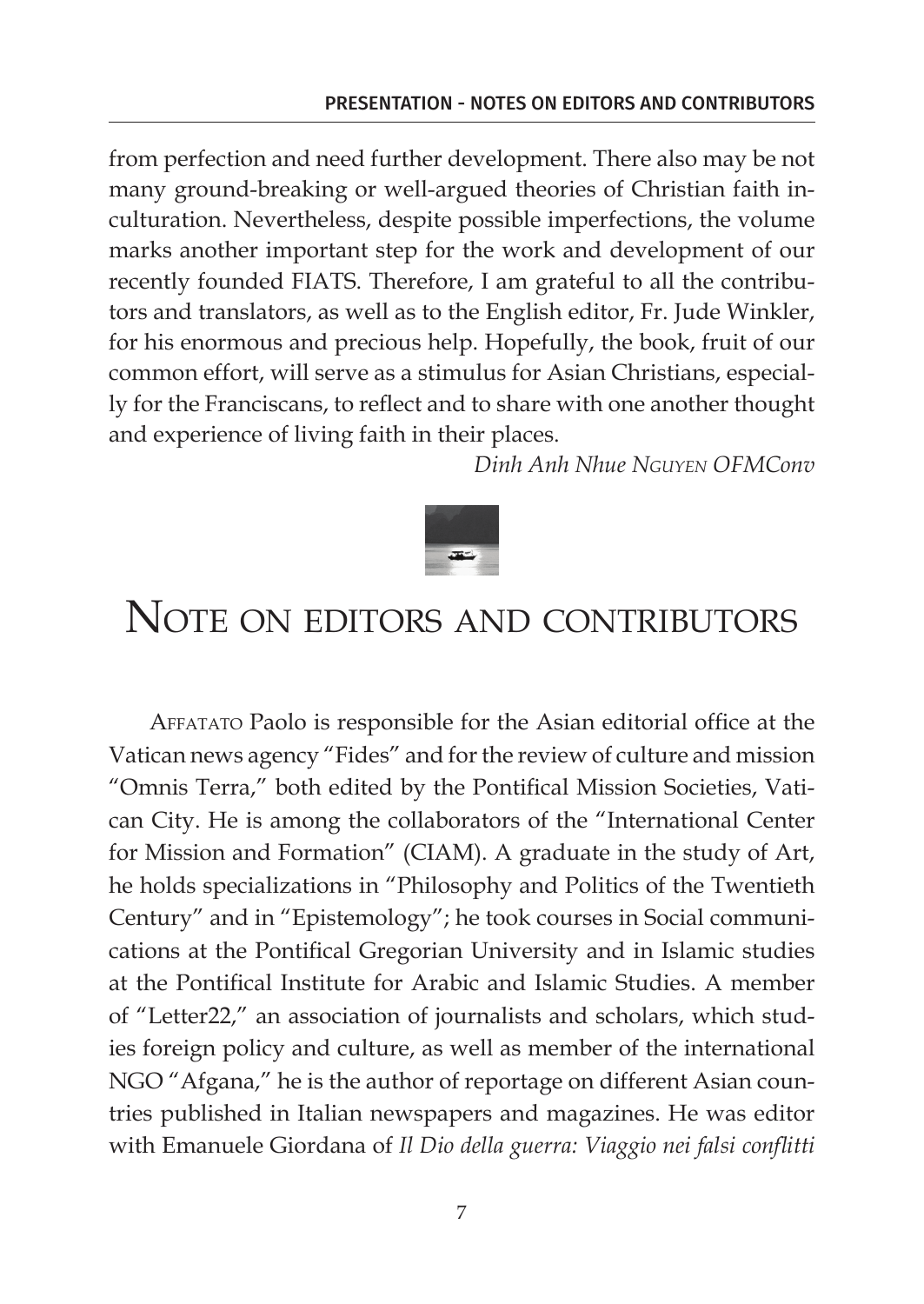from perfection and need further development. There also may be not many ground-breaking or well-argued theories of Christian faith inculturation. Nevertheless, despite possible imperfections, the volume marks another important step for the work and development of our recently founded FIATS. Therefore, I am grateful to all the contributors and translators, as well as to the English editor, Fr. Jude Winkler, for his enormous and precious help. Hopefully, the book, fruit of our common effort, will serve as a stimulus for Asian Christians, especially for the Franciscans, to reflect and to share with one another thought and experience of living faith in their places.

*Dinh Anh Nhue Nguyen OFMConv*

# Note on editors and contributors

Affatato Paolo is responsible for the Asian editorial office at the Vatican news agency "Fides" and for the review of culture and mission "Omnis Terra," both edited by the Pontifical Mission Societies, Vatican City. He is among the collaborators of the "International Center for Mission and Formation" (CIAM). A graduate in the study of Art, he holds specializations in "Philosophy and Politics of the Twentieth Century" and in "Epistemology"; he took courses in Social communications at the Pontifical Gregorian University and in Islamic studies at the Pontifical Institute for Arabic and Islamic Studies. A member of "Letter22," an association of journalists and scholars, which studies foreign policy and culture, as well as member of the international NGO "Afgana," he is the author of reportage on different Asian countries published in Italian newspapers and magazines. He was editor with Emanuele Giordana of *Il Dio della guerra: Viaggio nei falsi conflitti*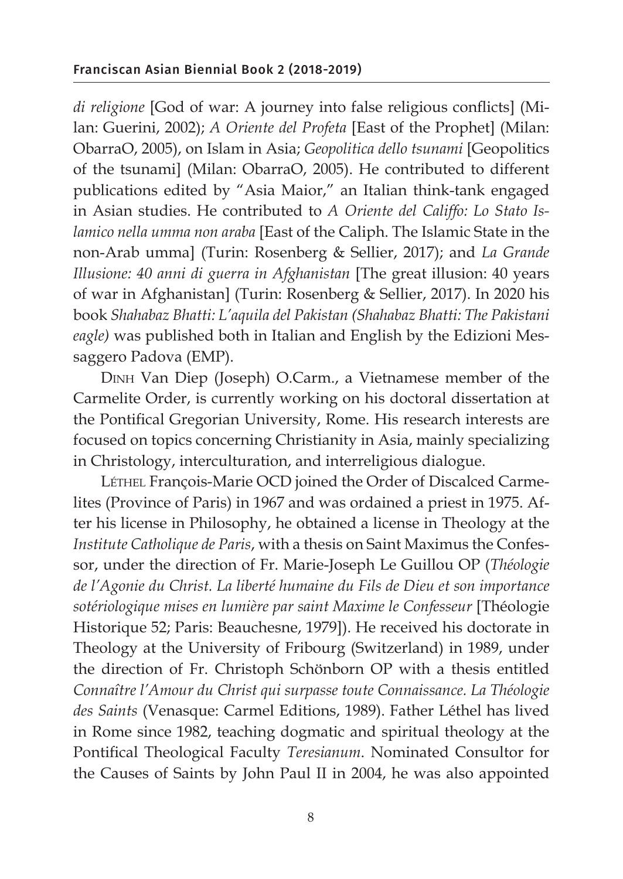*di religione* [God of war: A journey into false religious conflicts] (Milan: Guerini, 2002); *A Oriente del Profeta* [East of the Prophet] (Milan: ObarraO, 2005), on Islam in Asia; *Geopolitica dello tsunami* [Geopolitics of the tsunami] (Milan: ObarraO, 2005). He contributed to different publications edited by "Asia Maior," an Italian think-tank engaged in Asian studies. He contributed to *A Oriente del Califfo: Lo Stato Islamico nella umma non araba* [East of the Caliph. The Islamic State in the non-Arab umma] (Turin: Rosenberg & Sellier, 2017); and *La Grande Illusione: 40 anni di guerra in Afghanistan* [The great illusion: 40 years of war in Afghanistan] (Turin: Rosenberg & Sellier, 2017). In 2020 his book *Shahabaz Bhatti: L'aquila del Pakistan (Shahabaz Bhatti: The Pakistani eagle)* was published both in Italian and English by the Edizioni Messaggero Padova (EMP).

Dinh Van Diep (Joseph) O.Carm., a Vietnamese member of the Carmelite Order, is currently working on his doctoral dissertation at the Pontifical Gregorian University, Rome. His research interests are focused on topics concerning Christianity in Asia, mainly specializing in Christology, interculturation, and interreligious dialogue.

Léthel François-Marie OCD joined the Order of Discalced Carmelites (Province of Paris) in 1967 and was ordained a priest in 1975. After his license in Philosophy, he obtained a license in Theology at the *Institute Catholique de Paris*, with a thesis on Saint Maximus the Confessor, under the direction of Fr. Marie-Joseph Le Guillou OP (*Théologie de l'Agonie du Christ. La liberté humaine du Fils de Dieu et son importance sotériologique mises en lumière par saint Maxime le Confesseur* [Théologie Historique 52; Paris: Beauchesne, 1979]). He received his doctorate in Theology at the University of Fribourg (Switzerland) in 1989, under the direction of Fr. Christoph Schönborn OP with a thesis entitled *Connaître l'Amour du Christ qui surpasse toute Connaissance. La Théologie des Saints* (Venasque: Carmel Editions, 1989). Father Léthel has lived in Rome since 1982, teaching dogmatic and spiritual theology at the Pontifical Theological Faculty *Teresianum*. Nominated Consultor for the Causes of Saints by John Paul II in 2004, he was also appointed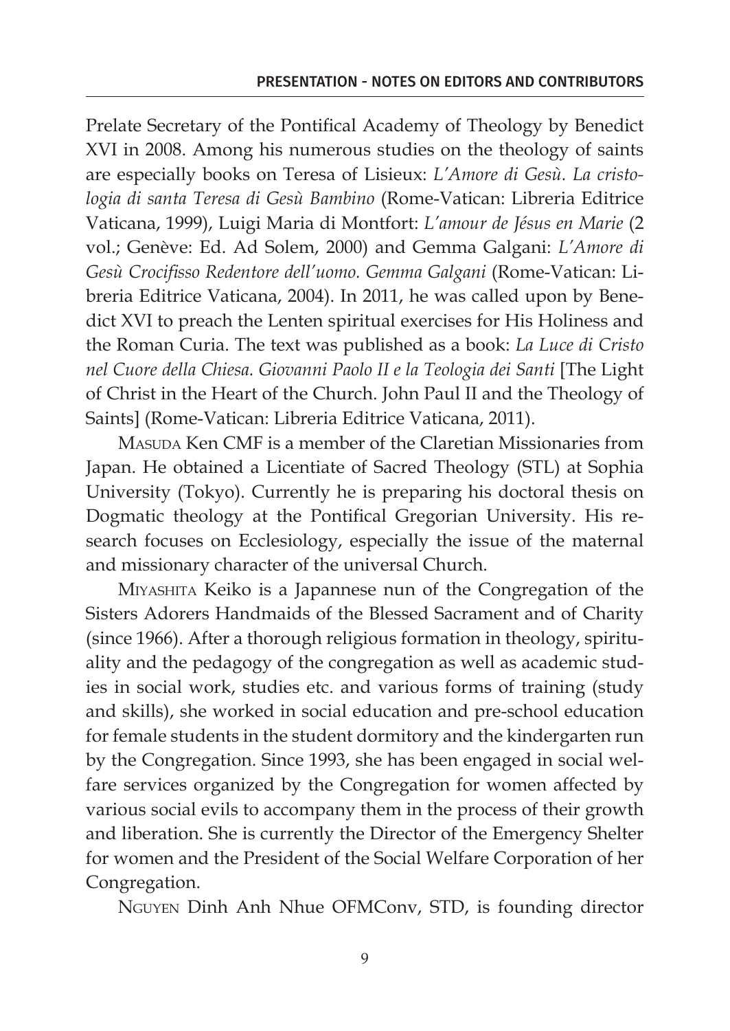Prelate Secretary of the Pontifical Academy of Theology by Benedict XVI in 2008. Among his numerous studies on the theology of saints are especially books on Teresa of Lisieux: *L'Amore di Gesù. La cristologia di santa Teresa di Gesù Bambino* (Rome-Vatican: Libreria Editrice Vaticana, 1999), Luigi Maria di Montfort: *L'amour de Jésus en Marie* (2 vol.; Genève: Ed. Ad Solem, 2000) and Gemma Galgani: *L'Amore di Gesù Crocifisso Redentore dell'uomo. Gemma Galgani* (Rome-Vatican: Libreria Editrice Vaticana, 2004). In 2011, he was called upon by Benedict XVI to preach the Lenten spiritual exercises for His Holiness and the Roman Curia. The text was published as a book: *La Luce di Cristo nel Cuore della Chiesa. Giovanni Paolo II e la Teologia dei Santi* [The Light of Christ in the Heart of the Church. John Paul II and the Theology of Saints] (Rome-Vatican: Libreria Editrice Vaticana, 2011).

MASUDA Ken CMF is a member of the Claretian Missionaries from Japan. He obtained a Licentiate of Sacred Theology (STL) at Sophia University (Tokyo). Currently he is preparing his doctoral thesis on Dogmatic theology at the Pontifical Gregorian University. His research focuses on Ecclesiology, especially the issue of the maternal and missionary character of the universal Church.

MIYASHITA Keiko is a Japannese nun of the Congregation of the Sisters Adorers Handmaids of the Blessed Sacrament and of Charity (since 1966). After a thorough religious formation in theology, spirituality and the pedagogy of the congregation as well as academic studies in social work, studies etc. and various forms of training (study and skills), she worked in social education and pre-school education for female students in the student dormitory and the kindergarten run by the Congregation. Since 1993, she has been engaged in social welfare services organized by the Congregation for women affected by various social evils to accompany them in the process of their growth and liberation. She is currently the Director of the Emergency Shelter for women and the President of the Social Welfare Corporation of her Congregation.

NGUYEN Dinh Anh Nhue OFMConv, STD, is founding director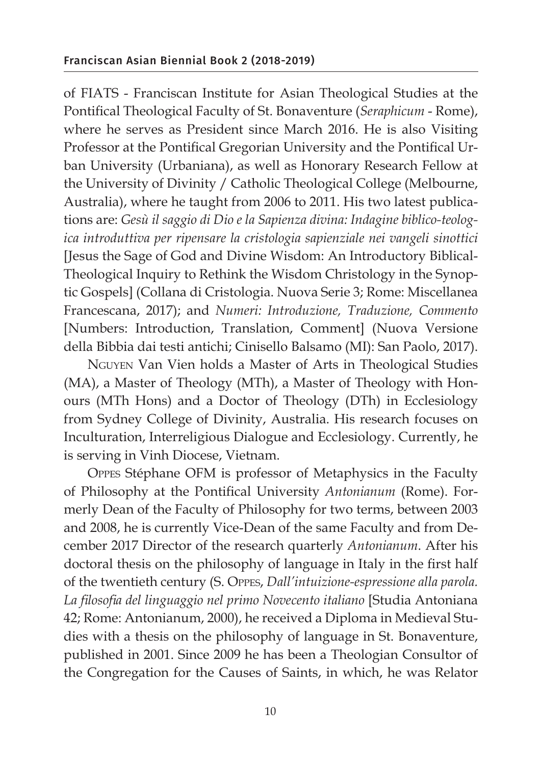of FIATS - Franciscan Institute for Asian Theological Studies at the Pontifical Theological Faculty of St. Bonaventure (*Seraphicum* - Rome), where he serves as President since March 2016. He is also Visiting Professor at the Pontifical Gregorian University and the Pontifical Urban University (Urbaniana), as well as Honorary Research Fellow at the University of Divinity / Catholic Theological College (Melbourne, Australia), where he taught from 2006 to 2011. His two latest publications are: *Gesù il saggio di Dio e la Sapienza divina: Indagine biblico-teologica introduttiva per ripensare la cristologia sapienziale nei vangeli sinottici* [Jesus the Sage of God and Divine Wisdom: An Introductory Biblical-Theological Inquiry to Rethink the Wisdom Christology in the Synoptic Gospels] (Collana di Cristologia. Nuova Serie 3; Rome: Miscellanea Francescana, 2017); and *Numeri: Introduzione, Traduzione, Commento* [Numbers: Introduction, Translation, Comment] (Nuova Versione della Bibbia dai testi antichi; Cinisello Balsamo (MI): San Paolo, 2017).

Nguyen Van Vien holds a Master of Arts in Theological Studies (MA), a Master of Theology (MTh), a Master of Theology with Honours (MTh Hons) and a Doctor of Theology (DTh) in Ecclesiology from Sydney College of Divinity, Australia. His research focuses on Inculturation, Interreligious Dialogue and Ecclesiology. Currently, he is serving in Vinh Diocese, Vietnam.

Oppes Stéphane OFM is professor of Metaphysics in the Faculty of Philosophy at the Pontifical University *Antonianum* (Rome). Formerly Dean of the Faculty of Philosophy for two terms, between 2003 and 2008, he is currently Vice-Dean of the same Faculty and from December 2017 Director of the research quarterly *Antonianum*. After his doctoral thesis on the philosophy of language in Italy in the first half of the twentieth century (S. Oppes, *Dall'intuizione-espressione alla parola. La filosofia del linguaggio nel primo Novecento italiano* [Studia Antoniana 42; Rome: Antonianum, 2000), he received a Diploma in Medieval Studies with a thesis on the philosophy of language in St. Bonaventure, published in 2001. Since 2009 he has been a Theologian Consultor of the Congregation for the Causes of Saints, in which, he was Relator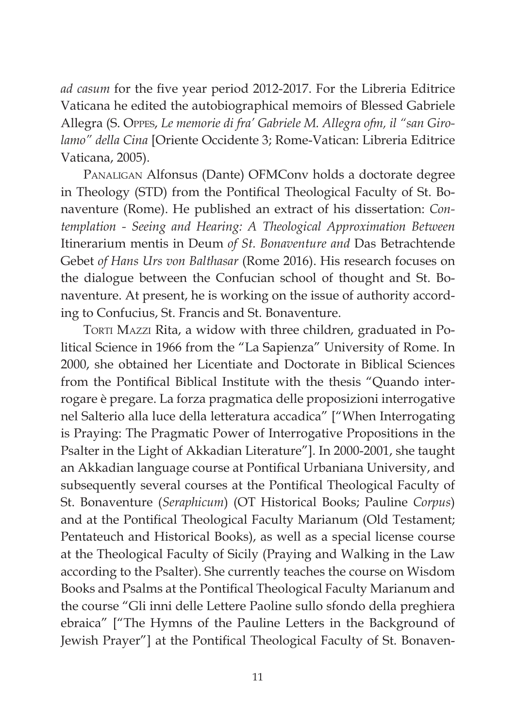*ad casum* for the five year period 2012-2017. For the Libreria Editrice Vaticana he edited the autobiographical memoirs of Blessed Gabriele Allegra (S. Oppes, *Le memorie di fra' Gabriele M. Allegra ofm, il "san Girolamo" della Cina* [Oriente Occidente 3; Rome-Vatican: Libreria Editrice Vaticana, 2005).

Panaligan Alfonsus (Dante) OFMConv holds a doctorate degree in Theology (STD) from the Pontifical Theological Faculty of St. Bonaventure (Rome). He published an extract of his dissertation: *Contemplation - Seeing and Hearing: A Theological Approximation Between* Itinerarium mentis in Deum *of St. Bonaventure and* Das Betrachtende Gebet *of Hans Urs von Balthasar* (Rome 2016). His research focuses on the dialogue between the Confucian school of thought and St. Bonaventure. At present, he is working on the issue of authority according to Confucius, St. Francis and St. Bonaventure.

Torti Mazzi Rita, a widow with three children, graduated in Political Science in 1966 from the "La Sapienza" University of Rome. In 2000, she obtained her Licentiate and Doctorate in Biblical Sciences from the Pontifical Biblical Institute with the thesis "Quando interrogare è pregare. La forza pragmatica delle proposizioni interrogative nel Salterio alla luce della letteratura accadica" ["When Interrogating is Praying: The Pragmatic Power of Interrogative Propositions in the Psalter in the Light of Akkadian Literature"]. In 2000-2001, she taught an Akkadian language course at Pontifical Urbaniana University, and subsequently several courses at the Pontifical Theological Faculty of St. Bonaventure (*Seraphicum*) (OT Historical Books; Pauline *Corpus*) and at the Pontifical Theological Faculty Marianum (Old Testament; Pentateuch and Historical Books), as well as a special license course at the Theological Faculty of Sicily (Praying and Walking in the Law according to the Psalter). She currently teaches the course on Wisdom Books and Psalms at the Pontifical Theological Faculty Marianum and the course "Gli inni delle Lettere Paoline sullo sfondo della preghiera ebraica" ["The Hymns of the Pauline Letters in the Background of Jewish Prayer"] at the Pontifical Theological Faculty of St. Bonaven-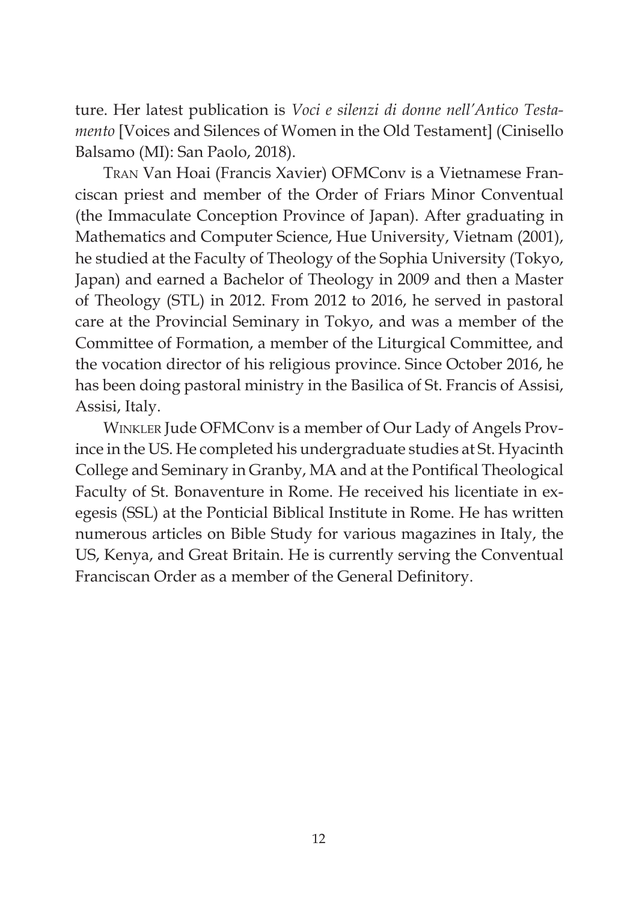ture. Her latest publication is *Voci e silenzi di donne nell'Antico Testamento* [Voices and Silences of Women in the Old Testament] (Cinisello Balsamo (MI): San Paolo, 2018).

TRAN Van Hoai (Francis Xavier) OFMConv is a Vietnamese Franciscan priest and member of the Order of Friars Minor Conventual (the Immaculate Conception Province of Japan). After graduating in Mathematics and Computer Science, Hue University, Vietnam (2001), he studied at the Faculty of Theology of the Sophia University (Tokyo, Japan) and earned a Bachelor of Theology in 2009 and then a Master of Theology (STL) in 2012. From 2012 to 2016, he served in pastoral care at the Provincial Seminary in Tokyo, and was a member of the Committee of Formation, a member of the Liturgical Committee, and the vocation director of his religious province. Since October 2016, he has been doing pastoral ministry in the Basilica of St. Francis of Assisi, Assisi, Italy.

WINKLER Jude OFMConv is a member of Our Lady of Angels Province in the US. He completed his undergraduate studies at St. Hyacinth College and Seminary in Granby, MA and at the Pontifical Theological Faculty of St. Bonaventure in Rome. He received his licentiate in exegesis (SSL) at the Ponticial Biblical Institute in Rome. He has written numerous articles on Bible Study for various magazines in Italy, the US, Kenya, and Great Britain. He is currently serving the Conventual Franciscan Order as a member of the General Definitory.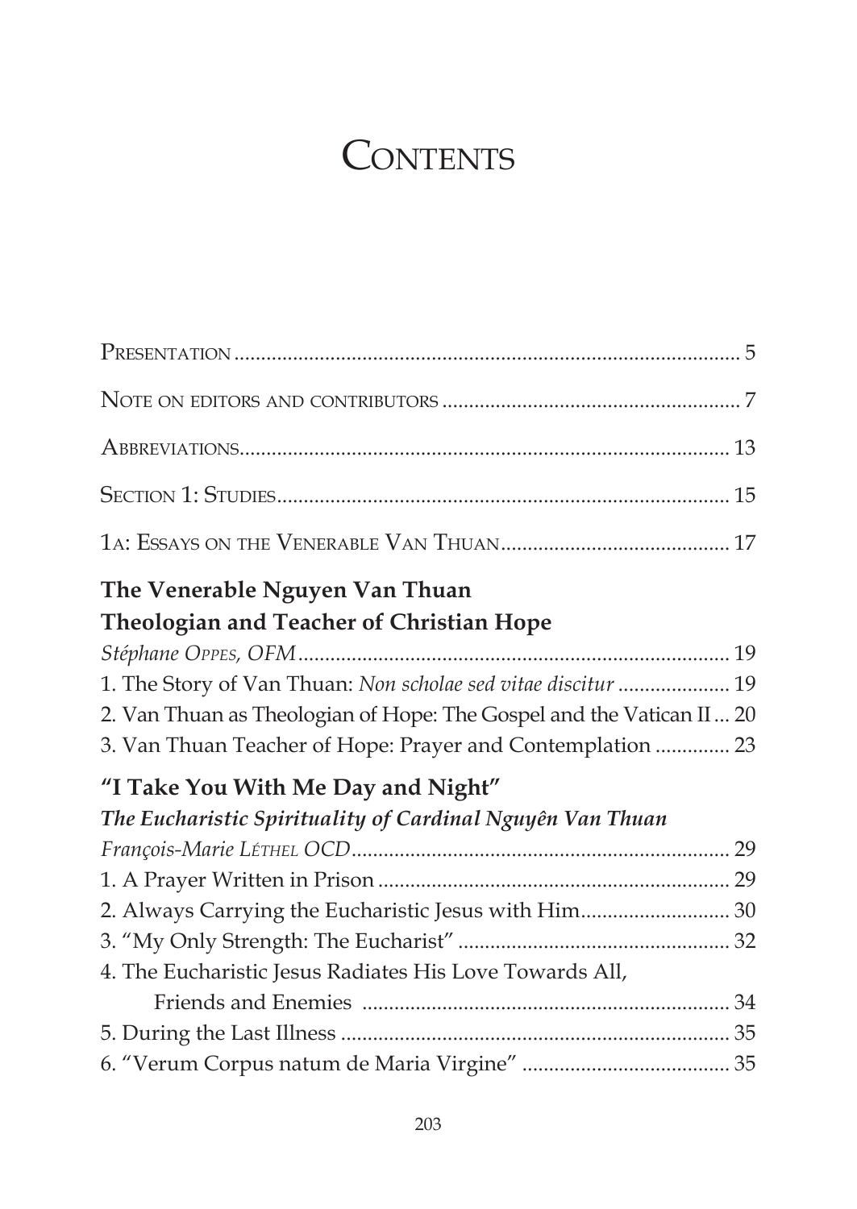# Contents

Presentation ..................................................................................... 5

Note on editors and contributors ....................................................... 7

Abbreviations.................................................................................... 13

Section 1: Studies.............................................................................. 15

1a: Essays on the Venerable Van Thuan........................................... 17

**The Venerable Nguyen Van Thuan**
**Theologian and Teacher of Christian Hope**

*Stéphane Oppes, OFM*..................................................................... 19

1. The Story of Van Thuan: *Non scholae sed vitae discitur* ..................... 19

2. Van Thuan as Theologian of Hope: The Gospel and the Vatican II ... 20

3. Van Thuan Teacher of Hope: Prayer and Contemplation .............. 23

**"I Take You With Me Day and Night"**
***The Eucharistic Spirituality of Cardinal Nguyên Van Thuan***

*François-Marie Léthel OCD*.................................................................. 29

1. A Prayer Written in Prison ............................................................ 29

2. Always Carrying the Eucharistic Jesus with Him............................ 30

3. "My Only Strength: The Eucharist" ................................................. 32

4. The Eucharistic Jesus Radiates His Love Towards All,
   Friends and Enemies .................................................................... 34

5. During the Last Illness .................................................................. 35

6. "Verum Corpus natum de Maria Virgine" ....................................... 35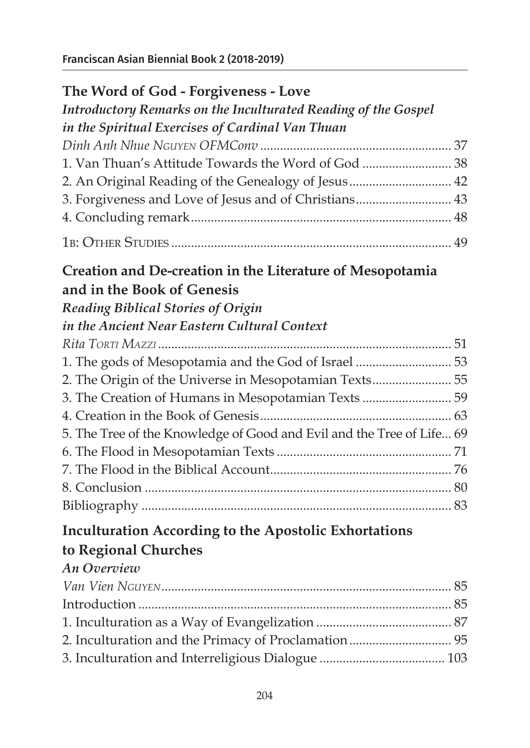**The Word of God - Forgiveness - Love**

***Introductory Remarks on the Inculturated Reading of the Gospel in the Spiritual Exercises of Cardinal Van Thuan***

*Dinh Anh Nhue Nguyen OFMConv* ........................................................ 37
1. Van Thuan's Attitude Towards the Word of God .......................... 38
2. An Original Reading of the Genealogy of Jesus .............................. 42
3. Forgiveness and Love of Jesus and of Christians ............................ 43
4. Concluding remark ............................................................................ 48

1B: Other Studies .................................................................................. 49

**Creation and De-creation in the Literature of Mesopotamia and in the Book of Genesis**

***Reading Biblical Stories of Origin in the Ancient Near Eastern Cultural Context***

*Rita Torti Mazzi* .................................................................................. 51
1. The gods of Mesopotamia and the God of Israel ............................. 53
2. The Origin of the Universe in Mesopotamian Texts ........................ 55
3. The Creation of Humans in Mesopotamian Texts ........................... 59
4. Creation in the Book of Genesis ........................................................ 63
5. The Tree of the Knowledge of Good and Evil and the Tree of Life... 69
6. The Flood in Mesopotamian Texts .................................................... 71
7. The Flood in the Biblical Account ...................................................... 76
8. Conclusion ............................................................................................ 80
Bibliography ............................................................................................ 83

**Inculturation According to the Apostolic Exhortations to Regional Churches**

***An Overview***

*Van Vien Nguyen* .................................................................................. 85
Introduction ............................................................................................. 85
1. Inculturation as a Way of Evangelization ......................................... 87
2. Inculturation and the Primacy of Proclamation ............................... 95
3. Inculturation and Interreligious Dialogue ...................................... 103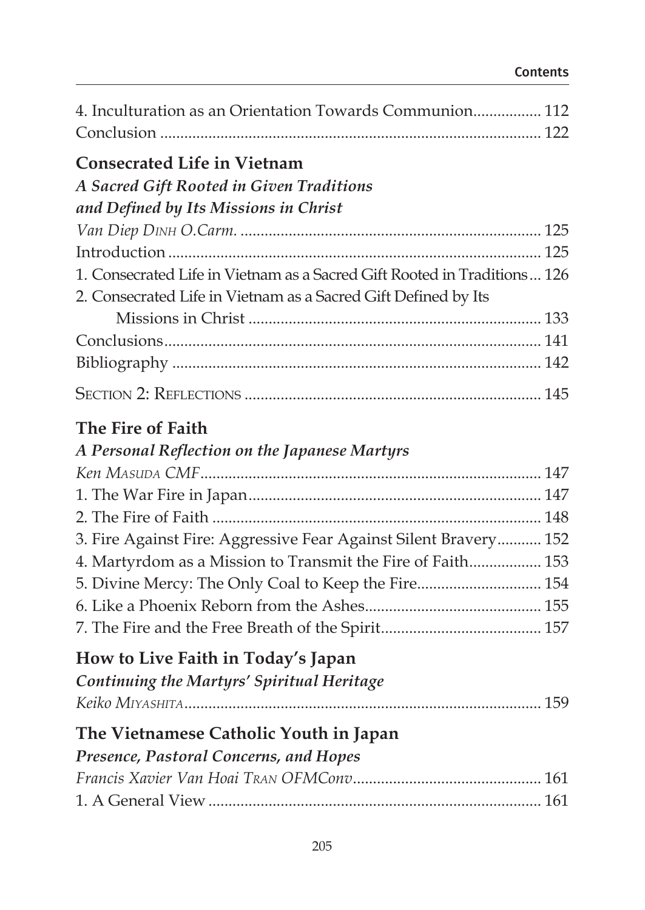4. Inculturation as an Orientation Towards Communion................ 112
Conclusion .............................................................................................. 122

**Consecrated Life in Vietnam**
***A Sacred Gift Rooted in Given Traditions and Defined by Its Missions in Christ***

*Van Diep Dinh O.Carm.* .......................................................................... 125
Introduction ............................................................................................ 125
1. Consecrated Life in Vietnam as a Sacred Gift Rooted in Traditions... 126
2. Consecrated Life in Vietnam as a Sacred Gift Defined by Its Missions in Christ ........................................................................ 133
Conclusions............................................................................................. 141
Bibliography ........................................................................................... 142

Section 2: Reflections ......................................................................... 145

**The Fire of Faith**
***A Personal Reflection on the Japanese Martyrs***

*Ken Masuda CMF*.................................................................................... 147
1. The War Fire in Japan......................................................................... 147
2. The Fire of Faith ................................................................................. 148
3. Fire Against Fire: Aggressive Fear Against Silent Bravery........... 152
4. Martyrdom as a Mission to Transmit the Fire of Faith................. 153
5. Divine Mercy: The Only Coal to Keep the Fire.............................. 154
6. Like a Phoenix Reborn from the Ashes........................................... 155
7. The Fire and the Free Breath of the Spirit........................................ 157

**How to Live Faith in Today's Japan**
***Continuing the Martyrs' Spiritual Heritage***

*Keiko Miyashita*........................................................................................ 159

**The Vietnamese Catholic Youth in Japan**
***Presence, Pastoral Concerns, and Hopes***

*Francis Xavier Van Hoai Tran OFMConv*.............................................. 161
1. A General View .................................................................................. 161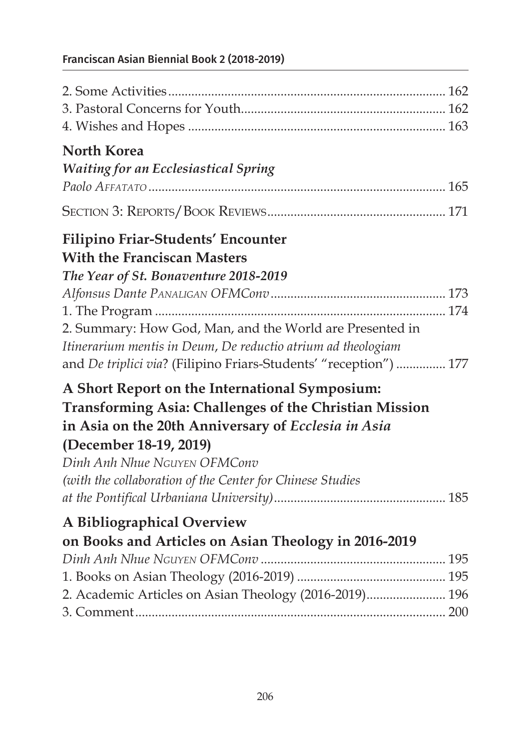2. Some Activities ................................................................................. 162
3. Pastoral Concerns for Youth ............................................................. 162
4. Wishes and Hopes ............................................................................ 163

**North Korea**
***Waiting for an Ecclesiastical Spring***
*Paolo Affatato* ......................................................................................... 165

Section 3: Reports/Book Reviews ..................................................... 171

**Filipino Friar-Students' Encounter**
**With the Franciscan Masters**
***The Year of St. Bonaventure 2018-2019***
*Alfonsus Dante Panaligan OFMConv* .................................................... 173
1. The Program ....................................................................................... 174
2. Summary: How God, Man, and the World are Presented in *Itinerarium mentis in Deum*, *De reductio atrium ad theologiam* and *De triplici via*? (Filipino Friars-Students' "reception") ............... 177

**A Short Report on the International Symposium: Transforming Asia: Challenges of the Christian Mission in Asia on the 20th Anniversary of *Ecclesia in Asia* (December 18-19, 2019)**
*Dinh Anh Nhue Nguyen OFMConv*
*(with the collaboration of the Center for Chinese Studies at the Pontifical Urbaniana University)* ................................................... 185

**A Bibliographical Overview**
**on Books and Articles on Asian Theology in 2016-2019**
*Dinh Anh Nhue Nguyen OFMConv* ....................................................... 195
1. Books on Asian Theology (2016-2019) ............................................ 195
2. Academic Articles on Asian Theology (2016-2019) ........................ 196
3. Comment .............................................................................................. 200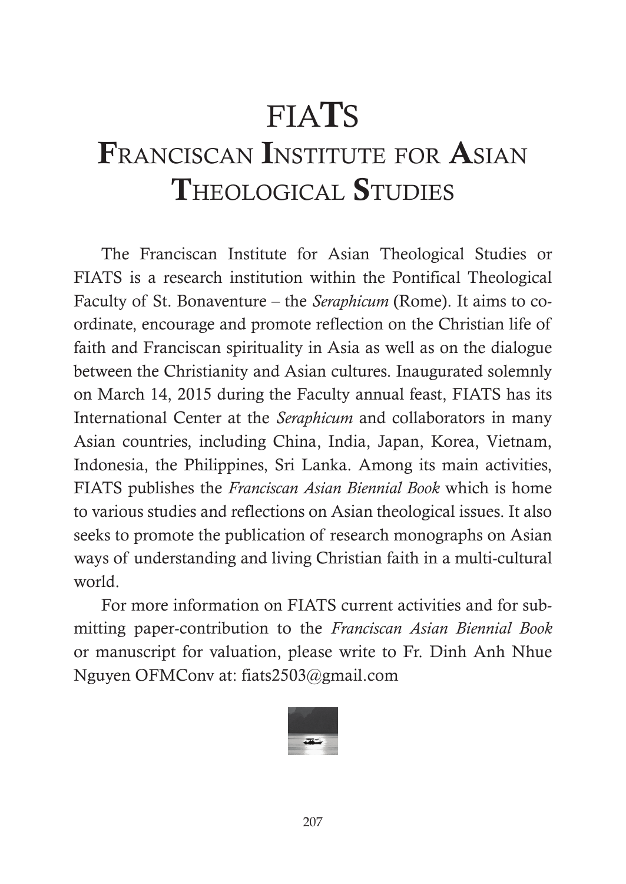# FIATS

## Franciscan Institute for Asian Theological Studies

The Franciscan Institute for Asian Theological Studies or FIATS is a research institution within the Pontifical Theological Faculty of St. Bonaventure – the *Seraphicum* (Rome). It aims to co-ordinate, encourage and promote reflection on the Christian life of faith and Franciscan spirituality in Asia as well as on the dialogue between the Christianity and Asian cultures. Inaugurated solemnly on March 14, 2015 during the Faculty annual feast, FIATS has its International Center at the *Seraphicum* and collaborators in many Asian countries, including China, India, Japan, Korea, Vietnam, Indonesia, the Philippines, Sri Lanka. Among its main activities, FIATS publishes the *Franciscan Asian Biennial Book* which is home to various studies and reflections on Asian theological issues. It also seeks to promote the publication of research monographs on Asian ways of understanding and living Christian faith in a multi-cultural world.

For more information on FIATS current activities and for submitting paper-contribution to the *Franciscan Asian Biennial Book* or manuscript for valuation, please write to Fr. Dinh Anh Nhue Nguyen OFMConv at: fiats2503@gmail.com